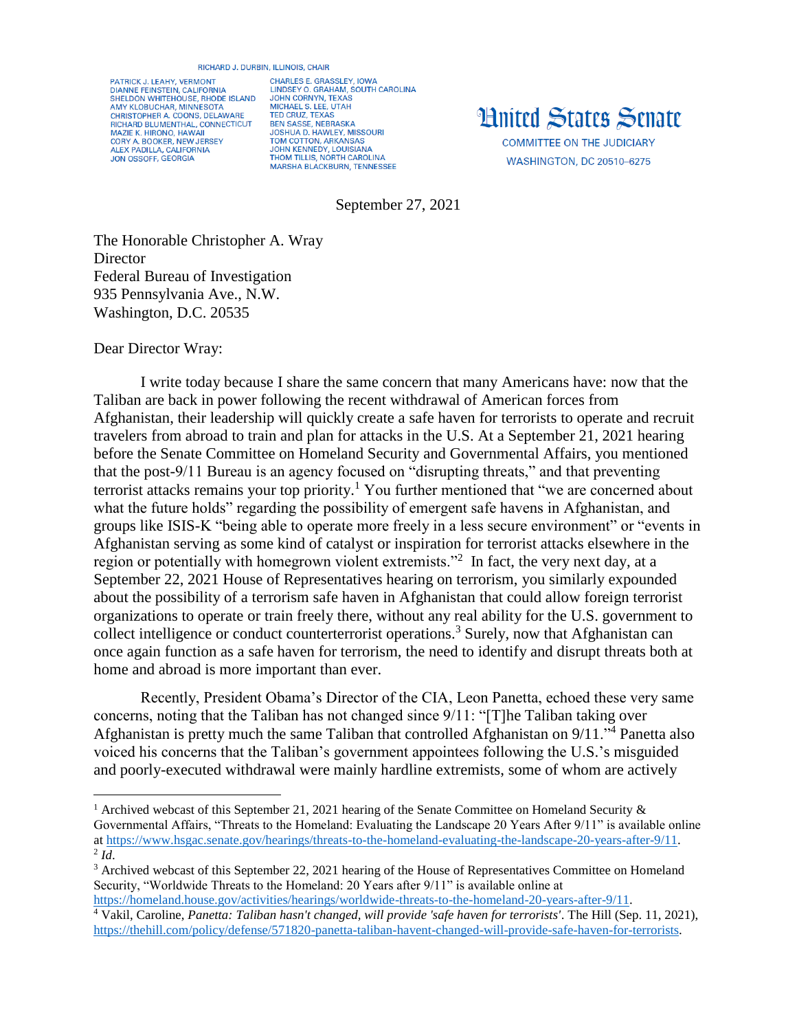RICHARD J. DURBIN, ILLINOIS, CHAIR

PATRICK J. LEAHY, VERMONT
DIANNE FEINSTEIN, CALIFORNIA
SHELDON WHITEHOUSE, RHODE ISLAND
AMY KLOBUCHAR, MINNESOTA
CHRISTOPHER A. COONS, DELAWARE
RICHARD BLUMENTHAL, CONNECTICUT
MAZIE K. HIRONO, HAWAII
CORY A. BOOKER, NEW JERSEY
ALEX PADILLA, CALIFORNIA
JON OSSOFF, GEORGIA

CHARLES E. GRASSLEY, IOWA
LINDSEY O. GRAHAM, SOUTH CAROLINA
JOHN CORNYN, TEXAS
MICHAEL S. LEE, UTAH
TED CRUZ, TEXAS
BEN SASSE, NEBRASKA
JOSHUA D. HAWLEY, MISSOURI
TOM COTTON, ARKANSAS
JOHN KENNEDY, LOUISIANA
THOM TILLIS, NORTH CAROLINA
MARSHA BLACKBURN, TENNESSEE

United States Senate

COMMITTEE ON THE JUDICIARY
WASHINGTON, DC 20510–6275

September 27, 2021

The Honorable Christopher A. Wray
Director
Federal Bureau of Investigation
935 Pennsylvania Ave., N.W.
Washington, D.C. 20535

Dear Director Wray:

I write today because I share the same concern that many Americans have: now that the Taliban are back in power following the recent withdrawal of American forces from Afghanistan, their leadership will quickly create a safe haven for terrorists to operate and recruit travelers from abroad to train and plan for attacks in the U.S. At a September 21, 2021 hearing before the Senate Committee on Homeland Security and Governmental Affairs, you mentioned that the post-9/11 Bureau is an agency focused on "disrupting threats," and that preventing terrorist attacks remains your top priority.[1] You further mentioned that "we are concerned about what the future holds" regarding the possibility of emergent safe havens in Afghanistan, and groups like ISIS-K "being able to operate more freely in a less secure environment" or "events in Afghanistan serving as some kind of catalyst or inspiration for terrorist attacks elsewhere in the region or potentially with homegrown violent extremists."[2] In fact, the very next day, at a September 22, 2021 House of Representatives hearing on terrorism, you similarly expounded about the possibility of a terrorism safe haven in Afghanistan that could allow foreign terrorist organizations to operate or train freely there, without any real ability for the U.S. government to collect intelligence or conduct counterterrorist operations.[3] Surely, now that Afghanistan can once again function as a safe haven for terrorism, the need to identify and disrupt threats both at home and abroad is more important than ever.

Recently, President Obama's Director of the CIA, Leon Panetta, echoed these very same concerns, noting that the Taliban has not changed since 9/11: "[T]he Taliban taking over Afghanistan is pretty much the same Taliban that controlled Afghanistan on 9/11."[4] Panetta also voiced his concerns that the Taliban's government appointees following the U.S.'s misguided and poorly-executed withdrawal were mainly hardline extremists, some of whom are actively

---

[1] Archived webcast of this September 21, 2021 hearing of the Senate Committee on Homeland Security & Governmental Affairs, "Threats to the Homeland: Evaluating the Landscape 20 Years After 9/11" is available online at https://www.hsgac.senate.gov/hearings/threats-to-the-homeland-evaluating-the-landscape-20-years-after-9/11.

[2] *Id*.

[3] Archived webcast of this September 22, 2021 hearing of the House of Representatives Committee on Homeland Security, "Worldwide Threats to the Homeland: 20 Years after 9/11" is available online at https://homeland.house.gov/activities/hearings/worldwide-threats-to-the-homeland-20-years-after-9/11.

[4] Vakil, Caroline, *Panetta: Taliban hasn't changed, will provide 'safe haven for terrorists'*. The Hill (Sep. 11, 2021), https://thehill.com/policy/defense/571820-panetta-taliban-havent-changed-will-provide-safe-haven-for-terrorists.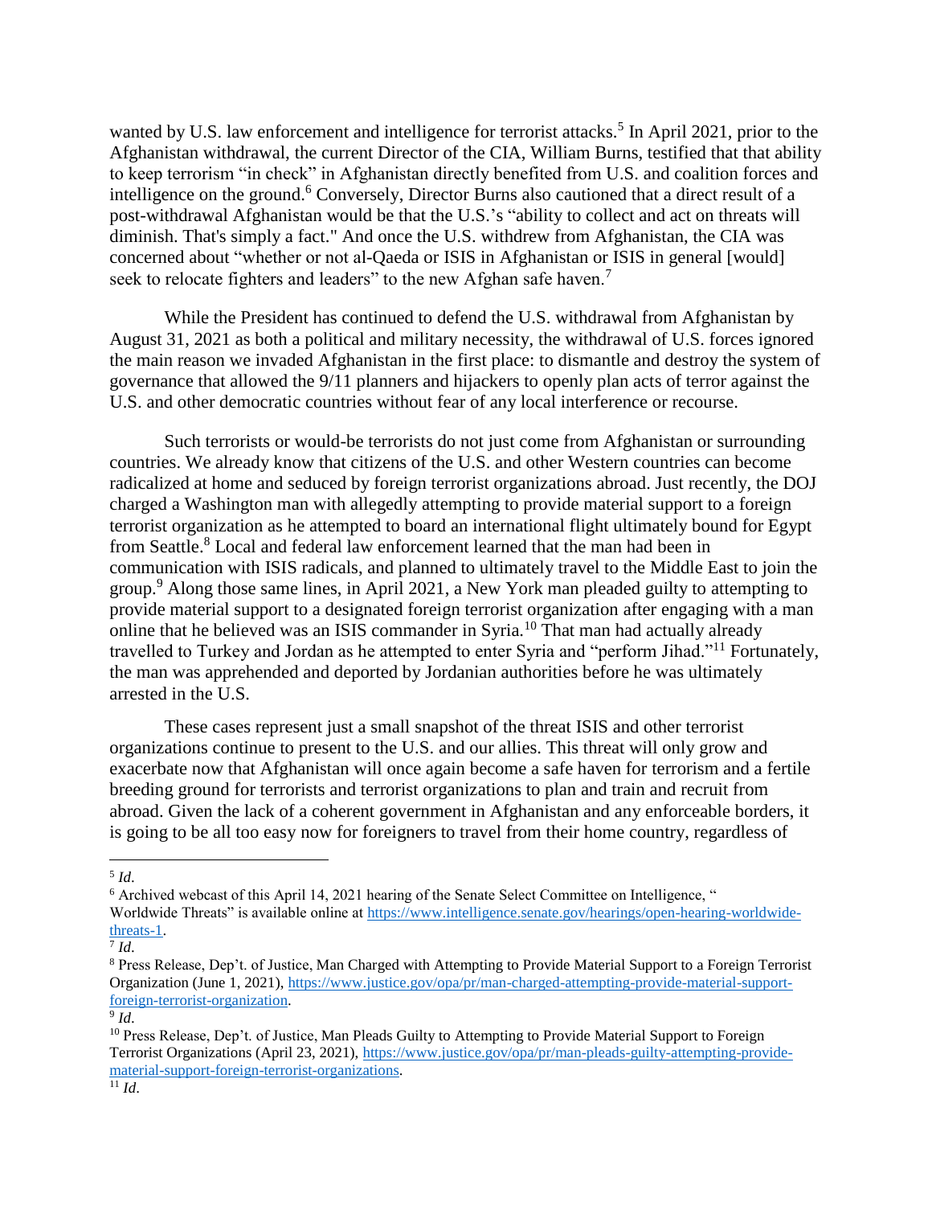wanted by U.S. law enforcement and intelligence for terrorist attacks.[5] In April 2021, prior to the Afghanistan withdrawal, the current Director of the CIA, William Burns, testified that that ability to keep terrorism "in check" in Afghanistan directly benefited from U.S. and coalition forces and intelligence on the ground.[6] Conversely, Director Burns also cautioned that a direct result of a post-withdrawal Afghanistan would be that the U.S.'s "ability to collect and act on threats will diminish. That's simply a fact." And once the U.S. withdrew from Afghanistan, the CIA was concerned about "whether or not al-Qaeda or ISIS in Afghanistan or ISIS in general [would] seek to relocate fighters and leaders" to the new Afghan safe haven.[7]

While the President has continued to defend the U.S. withdrawal from Afghanistan by August 31, 2021 as both a political and military necessity, the withdrawal of U.S. forces ignored the main reason we invaded Afghanistan in the first place: to dismantle and destroy the system of governance that allowed the 9/11 planners and hijackers to openly plan acts of terror against the U.S. and other democratic countries without fear of any local interference or recourse.

Such terrorists or would-be terrorists do not just come from Afghanistan or surrounding countries. We already know that citizens of the U.S. and other Western countries can become radicalized at home and seduced by foreign terrorist organizations abroad. Just recently, the DOJ charged a Washington man with allegedly attempting to provide material support to a foreign terrorist organization as he attempted to board an international flight ultimately bound for Egypt from Seattle.[8] Local and federal law enforcement learned that the man had been in communication with ISIS radicals, and planned to ultimately travel to the Middle East to join the group.[9] Along those same lines, in April 2021, a New York man pleaded guilty to attempting to provide material support to a designated foreign terrorist organization after engaging with a man online that he believed was an ISIS commander in Syria.[10] That man had actually already travelled to Turkey and Jordan as he attempted to enter Syria and "perform Jihad."[11] Fortunately, the man was apprehended and deported by Jordanian authorities before he was ultimately arrested in the U.S.

These cases represent just a small snapshot of the threat ISIS and other terrorist organizations continue to present to the U.S. and our allies. This threat will only grow and exacerbate now that Afghanistan will once again become a safe haven for terrorism and a fertile breeding ground for terrorists and terrorist organizations to plan and train and recruit from abroad. Given the lack of a coherent government in Afghanistan and any enforceable borders, it is going to be all too easy now for foreigners to travel from their home country, regardless of

---

[5] *Id*.

[6] Archived webcast of this April 14, 2021 hearing of the Senate Select Committee on Intelligence, " Worldwide Threats" is available online at https://www.intelligence.senate.gov/hearings/open-hearing-worldwide-threats-1.

[7] *Id*.

[8] Press Release, Dep't. of Justice, Man Charged with Attempting to Provide Material Support to a Foreign Terrorist Organization (June 1, 2021), https://www.justice.gov/opa/pr/man-charged-attempting-provide-material-support-foreign-terrorist-organization.

[9] *Id*.

[10] Press Release, Dep't. of Justice, Man Pleads Guilty to Attempting to Provide Material Support to Foreign Terrorist Organizations (April 23, 2021), https://www.justice.gov/opa/pr/man-pleads-guilty-attempting-provide-material-support-foreign-terrorist-organizations.

[11] *Id*.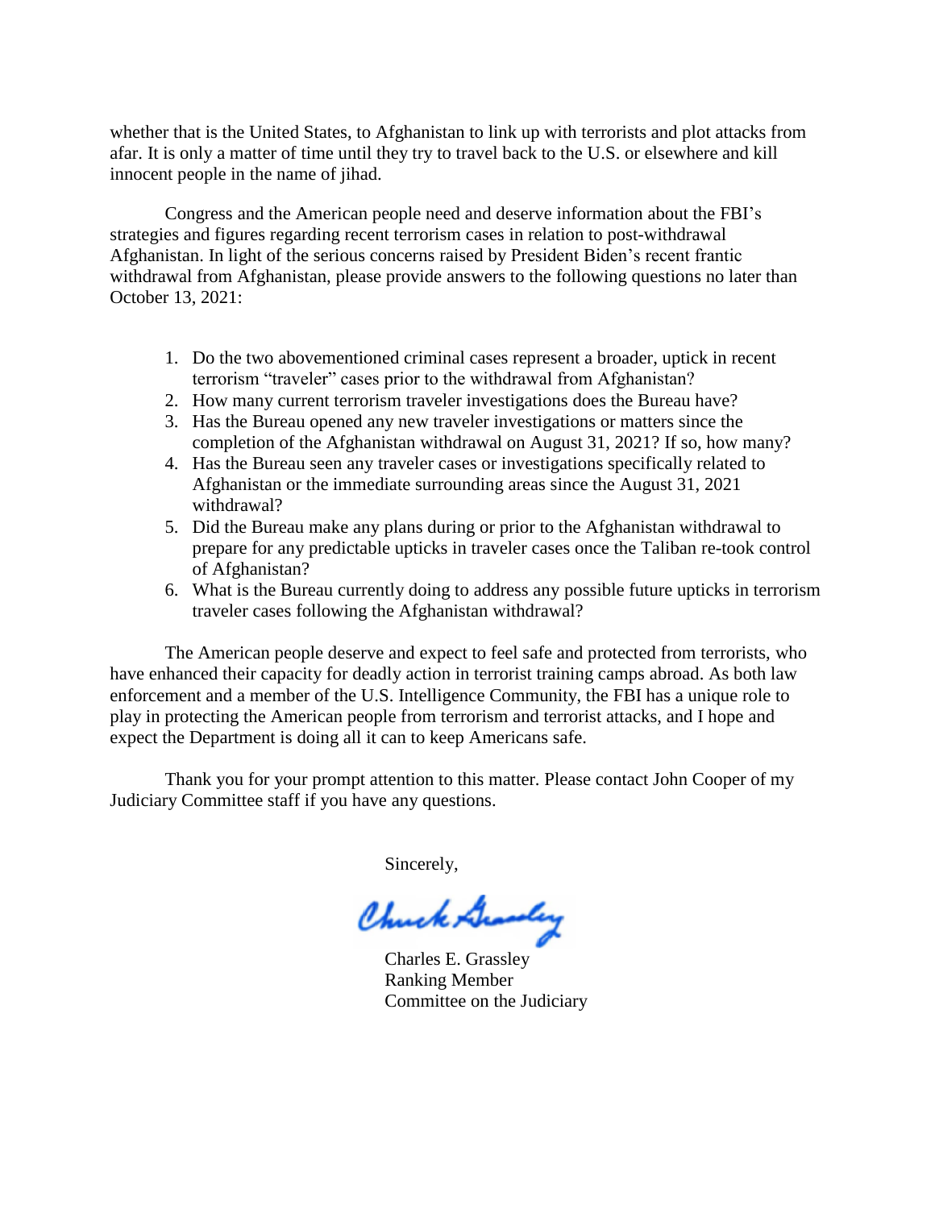whether that is the United States, to Afghanistan to link up with terrorists and plot attacks from afar. It is only a matter of time until they try to travel back to the U.S. or elsewhere and kill innocent people in the name of jihad.

Congress and the American people need and deserve information about the FBI's strategies and figures regarding recent terrorism cases in relation to post-withdrawal Afghanistan. In light of the serious concerns raised by President Biden's recent frantic withdrawal from Afghanistan, please provide answers to the following questions no later than October 13, 2021:

1. Do the two abovementioned criminal cases represent a broader, uptick in recent terrorism "traveler" cases prior to the withdrawal from Afghanistan?
2. How many current terrorism traveler investigations does the Bureau have?
3. Has the Bureau opened any new traveler investigations or matters since the completion of the Afghanistan withdrawal on August 31, 2021? If so, how many?
4. Has the Bureau seen any traveler cases or investigations specifically related to Afghanistan or the immediate surrounding areas since the August 31, 2021 withdrawal?
5. Did the Bureau make any plans during or prior to the Afghanistan withdrawal to prepare for any predictable upticks in traveler cases once the Taliban re-took control of Afghanistan?
6. What is the Bureau currently doing to address any possible future upticks in terrorism traveler cases following the Afghanistan withdrawal?

The American people deserve and expect to feel safe and protected from terrorists, who have enhanced their capacity for deadly action in terrorist training camps abroad. As both law enforcement and a member of the U.S. Intelligence Community, the FBI has a unique role to play in protecting the American people from terrorism and terrorist attacks, and I hope and expect the Department is doing all it can to keep Americans safe.

Thank you for your prompt attention to this matter. Please contact John Cooper of my Judiciary Committee staff if you have any questions.

Sincerely,

Chuck Grassley

Charles E. Grassley
Ranking Member
Committee on the Judiciary